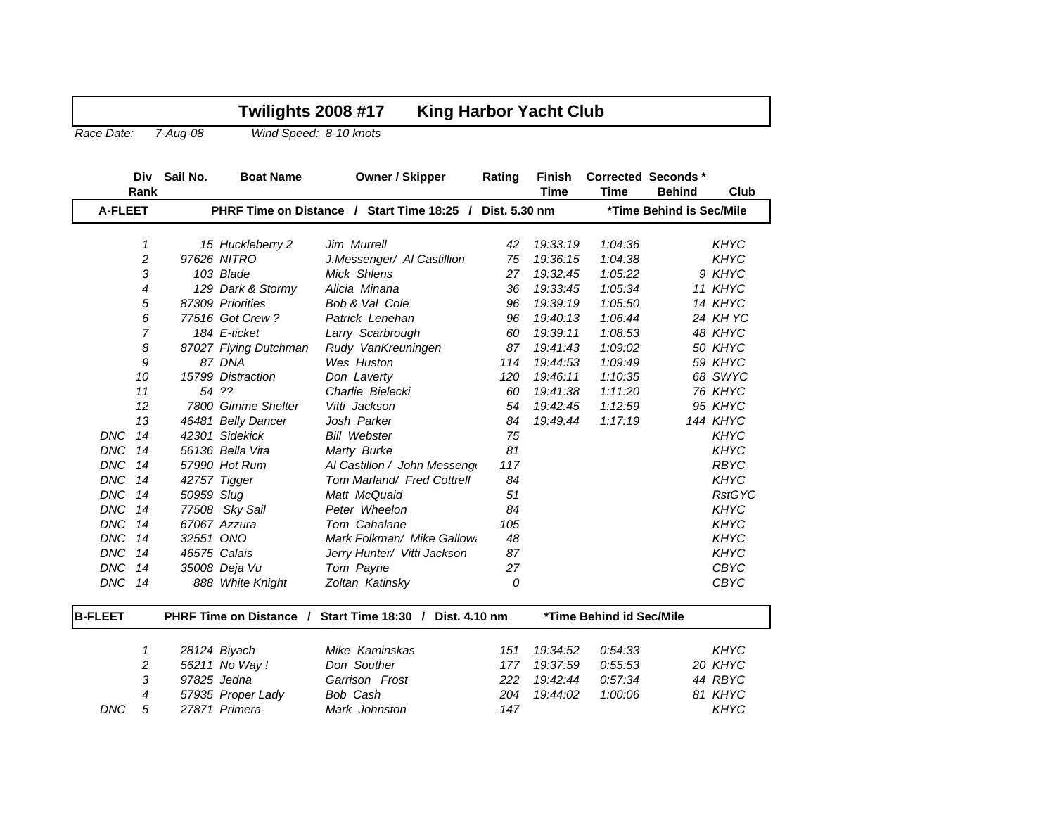# Twilights 2008 #17 King Harbor Yacht Club

*Race Date: 7-Aug-08 Wind Speed: 8-10 knots*

| | Div Rank | Sail No. | Boat Name | Owner / Skipper | Rating | Finish Time | Corrected Time | Seconds * Behind | Club |
|---|---|---|---|---|---|---|---|---|---|
| **A-FLEET** | | | **PHRF Time on Distance / Start Time 18:25 / Dist. 5.30 nm** | | | | **\*Time Behind is Sec/Mile** | | |
| | 1 | 15 | Huckleberry 2 | Jim Murrell | 42 | 19:33:19 | 1:04:36 | | KHYC |
| | 2 | 97626 | NITRO | J.Messenger/ Al Castillion | 75 | 19:36:15 | 1:04:38 | | KHYC |
| | 3 | 103 | Blade | Mick Shlens | 27 | 19:32:45 | 1:05:22 | 9 | KHYC |
| | 4 | 129 | Dark & Stormy | Alicia Minana | 36 | 19:33:45 | 1:05:34 | 11 | KHYC |
| | 5 | 87309 | Priorities | Bob & Val Cole | 96 | 19:39:19 | 1:05:50 | 14 | KHYC |
| | 6 | 77516 | Got Crew ? | Patrick Lenehan | 96 | 19:40:13 | 1:06:44 | 24 | KH YC |
| | 7 | 184 | E-ticket | Larry Scarbrough | 60 | 19:39:11 | 1:08:53 | 48 | KHYC |
| | 8 | 87027 | Flying Dutchman | Rudy VanKreuningen | 87 | 19:41:43 | 1:09:02 | 50 | KHYC |
| | 9 | 87 | DNA | Wes Huston | 114 | 19:44:53 | 1:09:49 | 59 | KHYC |
| | 10 | 15799 | Distraction | Don Laverty | 120 | 19:46:11 | 1:10:35 | 68 | SWYC |
| | 11 | 54 | ?? | Charlie Bielecki | 60 | 19:41:38 | 1:11:20 | 76 | KHYC |
| | 12 | 7800 | Gimme Shelter | Vitti Jackson | 54 | 19:42:45 | 1:12:59 | 95 | KHYC |
| | 13 | 46481 | Belly Dancer | Josh Parker | 84 | 19:49:44 | 1:17:19 | 144 | KHYC |
| DNC | 14 | 42301 | Sidekick | Bill Webster | 75 | | | | KHYC |
| DNC | 14 | 56136 | Bella Vita | Marty Burke | 81 | | | | KHYC |
| DNC | 14 | 57990 | Hot Rum | Al Castillon / John Messenge | 117 | | | | RBYC |
| DNC | 14 | 42757 | Tigger | Tom Marland/ Fred Cottrell | 84 | | | | KHYC |
| DNC | 14 | 50959 | Slug | Matt McQuaid | 51 | | | | RstGYC |
| DNC | 14 | 77508 | Sky Sail | Peter Wheelon | 84 | | | | KHYC |
| DNC | 14 | 67067 | Azzura | Tom Cahalane | 105 | | | | KHYC |
| DNC | 14 | 32551 | ONO | Mark Folkman/ Mike Gallowa | 48 | | | | KHYC |
| DNC | 14 | 46575 | Calais | Jerry Hunter/ Vitti Jackson | 87 | | | | KHYC |
| DNC | 14 | 35008 | Deja Vu | Tom Payne | 27 | | | | CBYC |
| DNC | 14 | 888 | White Knight | Zoltan Katinsky | 0 | | | | CBYC |
| **B-FLEET** | | | **PHRF Time on Distance / Start Time 18:30 / Dist. 4.10 nm** | | | | **\*Time Behind id Sec/Mile** | | |
| | 1 | 28124 | Biyach | Mike Kaminskas | 151 | 19:34:52 | 0:54:33 | | KHYC |
| | 2 | 56211 | No Way ! | Don Souther | 177 | 19:37:59 | 0:55:53 | 20 | KHYC |
| | 3 | 97825 | Jedna | Garrison Frost | 222 | 19:42:44 | 0:57:34 | 44 | RBYC |
| | 4 | 57935 | Proper Lady | Bob Cash | 204 | 19:44:02 | 1:00:06 | 81 | KHYC |
| DNC | 5 | 27871 | Primera | Mark Johnston | 147 | | | | KHYC |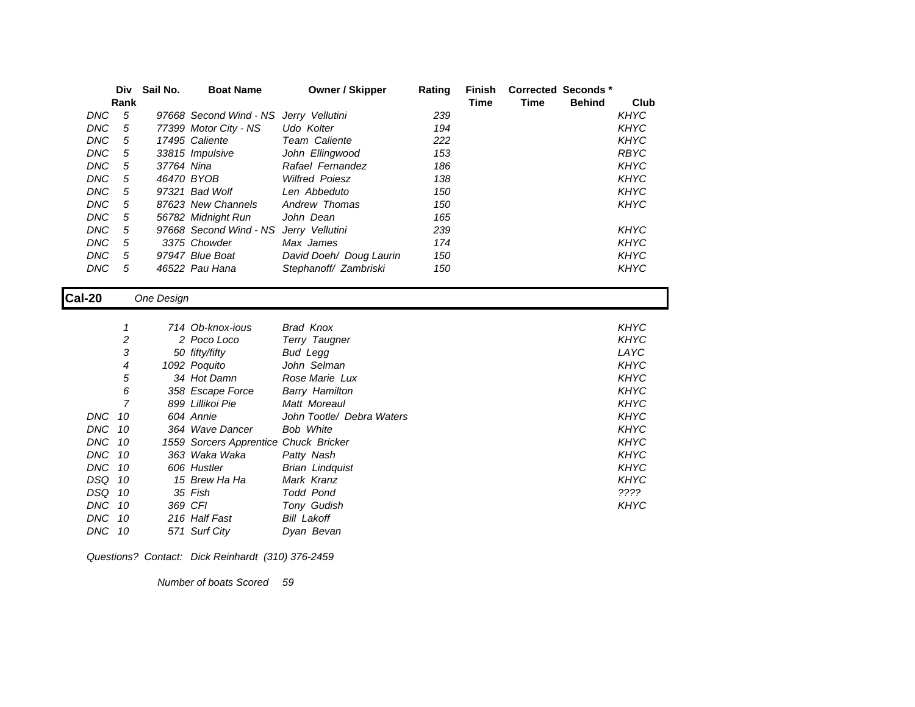| | Div Rank | Sail No. | Boat Name | Owner / Skipper | Rating | Finish Time | Corrected Time | Seconds * Behind | Club |
|---|---|---|---|---|---|---|---|---|---|
| DNC | 5 | 97668 | Second Wind - NS | Jerry Vellutini | 239 | | | | KHYC |
| DNC | 5 | 77399 | Motor City - NS | Udo Kolter | 194 | | | | KHYC |
| DNC | 5 | 17495 | Caliente | Team Caliente | 222 | | | | KHYC |
| DNC | 5 | 33815 | Impulsive | John Ellingwood | 153 | | | | RBYC |
| DNC | 5 | 37764 | Nina | Rafael Fernandez | 186 | | | | KHYC |
| DNC | 5 | 46470 | BYOB | Wilfred Poiesz | 138 | | | | KHYC |
| DNC | 5 | 97321 | Bad Wolf | Len Abbeduto | 150 | | | | KHYC |
| DNC | 5 | 87623 | New Channels | Andrew Thomas | 150 | | | | KHYC |
| DNC | 5 | 56782 | Midnight Run | John Dean | 165 | | | | |
| DNC | 5 | 97668 | Second Wind - NS | Jerry Vellutini | 239 | | | | KHYC |
| DNC | 5 | 3375 | Chowder | Max James | 174 | | | | KHYC |
| DNC | 5 | 97947 | Blue Boat | David Doeh/ Doug Laurin | 150 | | | | KHYC |
| DNC | 5 | 46522 | Pau Hana | Stephanoff/ Zambriski | 150 | | | | KHYC |

## Cal-20 *One Design*

| | Div Rank | Sail No. | Boat Name | Owner / Skipper | Rating | Finish Time | Corrected Time | Seconds * Behind | Club |
|---|---|---|---|---|---|---|---|---|---|
| | 1 | 714 | Ob-knox-ious | Brad Knox | | | | | KHYC |
| | 2 | 2 | Poco Loco | Terry Taugner | | | | | KHYC |
| | 3 | 50 | fifty/fifty | Bud Legg | | | | | LAYC |
| | 4 | 1092 | Poquito | John Selman | | | | | KHYC |
| | 5 | 34 | Hot Damn | Rose Marie Lux | | | | | KHYC |
| | 6 | 358 | Escape Force | Barry Hamilton | | | | | KHYC |
| | 7 | 899 | Lillikoi Pie | Matt Moreaul | | | | | KHYC |
| DNC | 10 | 604 | Annie | John Tootle/ Debra Waters | | | | | KHYC |
| DNC | 10 | 364 | Wave Dancer | Bob White | | | | | KHYC |
| DNC | 10 | 1559 | Sorcers Apprentice | Chuck Bricker | | | | | KHYC |
| DNC | 10 | 363 | Waka Waka | Patty Nash | | | | | KHYC |
| DNC | 10 | 606 | Hustler | Brian Lindquist | | | | | KHYC |
| DSQ | 10 | 15 | Brew Ha Ha | Mark Kranz | | | | | KHYC |
| DSQ | 10 | 35 | Fish | Todd Pond | | | | | ???? |
| DNC | 10 | 369 | CFI | Tony Gudish | | | | | KHYC |
| DNC | 10 | 216 | Half Fast | Bill Lakoff | | | | | |
| DNC | 10 | 571 | Surf City | Dyan Bevan | | | | | |

*Questions? Contact: Dick Reinhardt (310) 376-2459*

*Number of boats Scored 59*